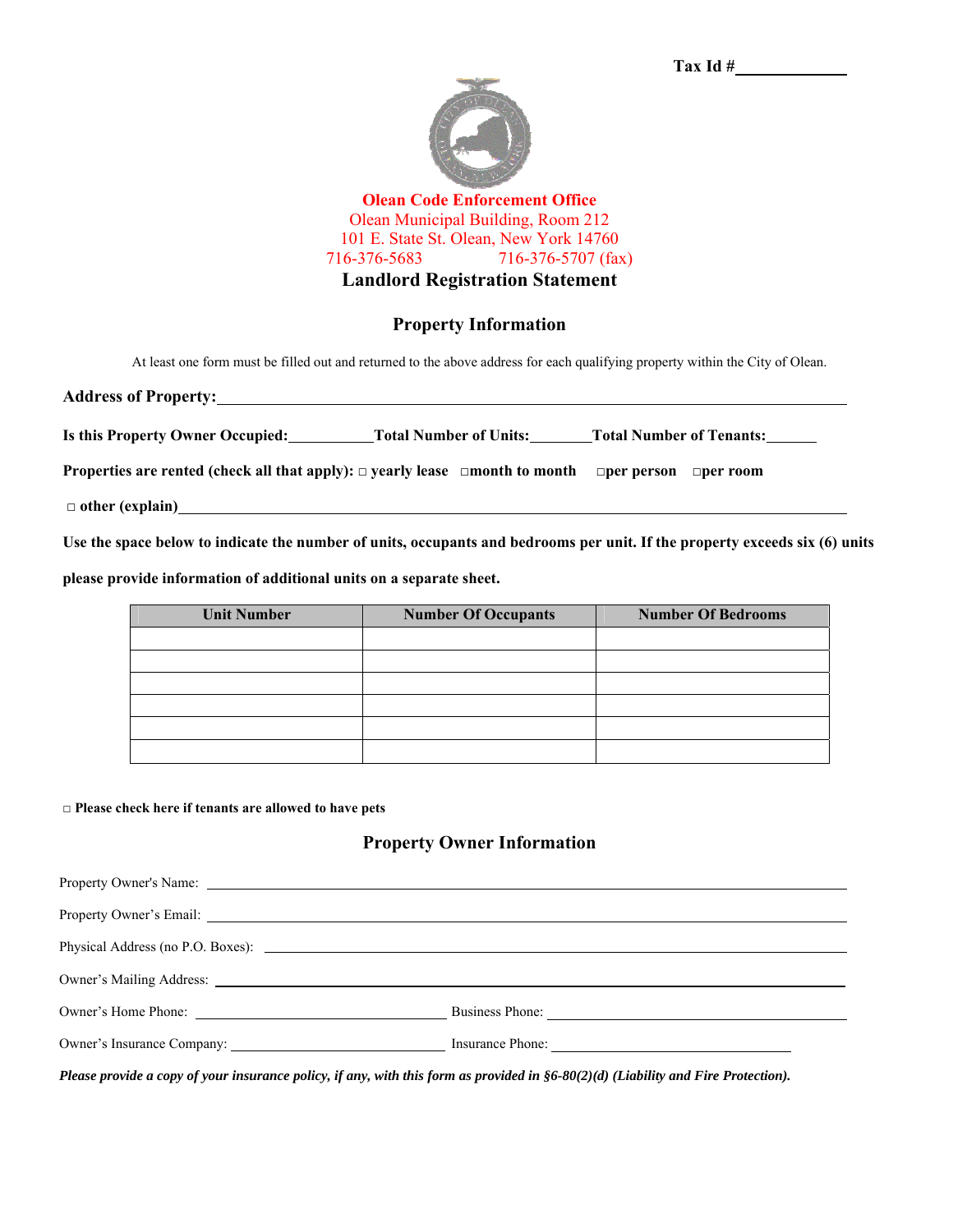Tax Id #____________

**Olean Code Enforcement Office**
Olean Municipal Building, Room 212
101 E. State St. Olean, New York 14760
716-376-5683 716-376-5707 (fax)

# Landlord Registration Statement

## Property Information

At least one form must be filled out and returned to the above address for each qualifying property within the City of Olean.

**Address of Property:**______________________________________________

**Is this Property Owner Occupied:**__________ **Total Number of Units:**_______ **Total Number of Tenants:**______

**Properties are rented (check all that apply):** □ **yearly lease** □**month to month** □**per person** □**per room**

□ **other (explain)**______________________________________________

**Use the space below to indicate the number of units, occupants and bedrooms per unit. If the property exceeds six (6) units please provide information of additional units on a separate sheet.**

| Unit Number | Number Of Occupants | Number Of Bedrooms |
|---|---|---|
| | | |
| | | |
| | | |
| | | |
| | | |
| | | |

□ **Please check here if tenants are allowed to have pets**

## Property Owner Information

Property Owner's Name: ______________________________________________

Property Owner's Email: ______________________________________________

Physical Address (no P.O. Boxes): ______________________________________________

Owner's Mailing Address: ______________________________________________

Owner's Home Phone: ______________________ Business Phone: ______________________

Owner's Insurance Company: ______________________ Insurance Phone: ______________________

***Please provide a copy of your insurance policy, if any, with this form as provided in §6-80(2)(d) (Liability and Fire Protection).***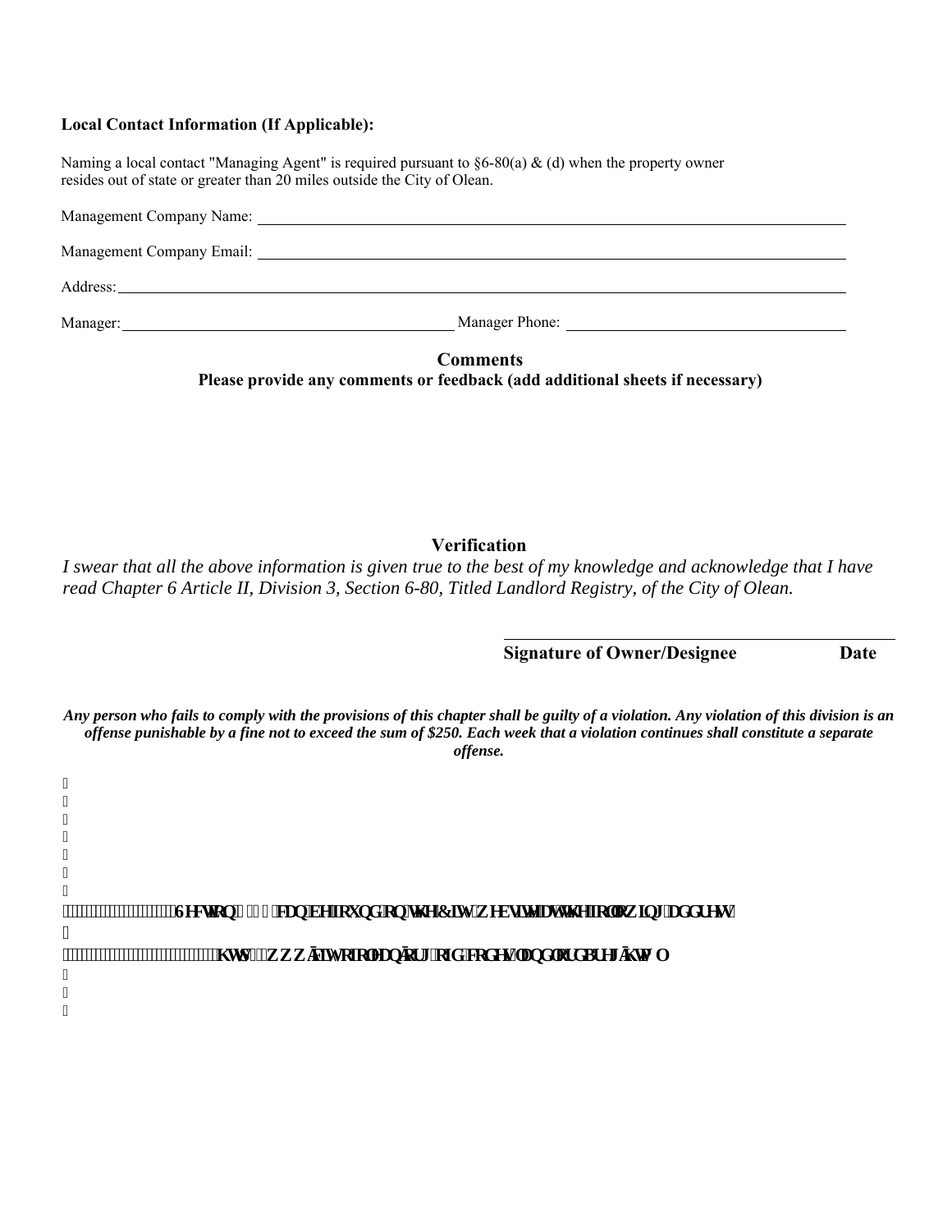**Local Contact Information (If Applicable):**

Naming a local contact "Managing Agent" is required pursuant to §6-80(a) & (d) when the property owner resides out of state or greater than 20 miles outside the City of Olean.

Management Company Name: ______________________________________________

Management Company Email: ______________________________________________

Address: ______________________________________________

Manager: ______________________ Manager Phone: ______________________

**Comments**

**Please provide any comments or feedback (add additional sheets if necessary)**

**Verification**

*I swear that all the above information is given true to the best of my knowledge and acknowledge that I have read Chapter 6 Article II, Division 3, Section 6-80, Titled Landlord Registry, of the City of Olean.*

______________________________________________

**Signature of Owner/Designee** **Date**

***Any person who fails to comply with the provisions of this chapter shall be guilty of a violation. Any violation of this division is an offense punishable by a fine not to exceed the sum of $250. Each week that a violation continues shall constitute a separate offense.***